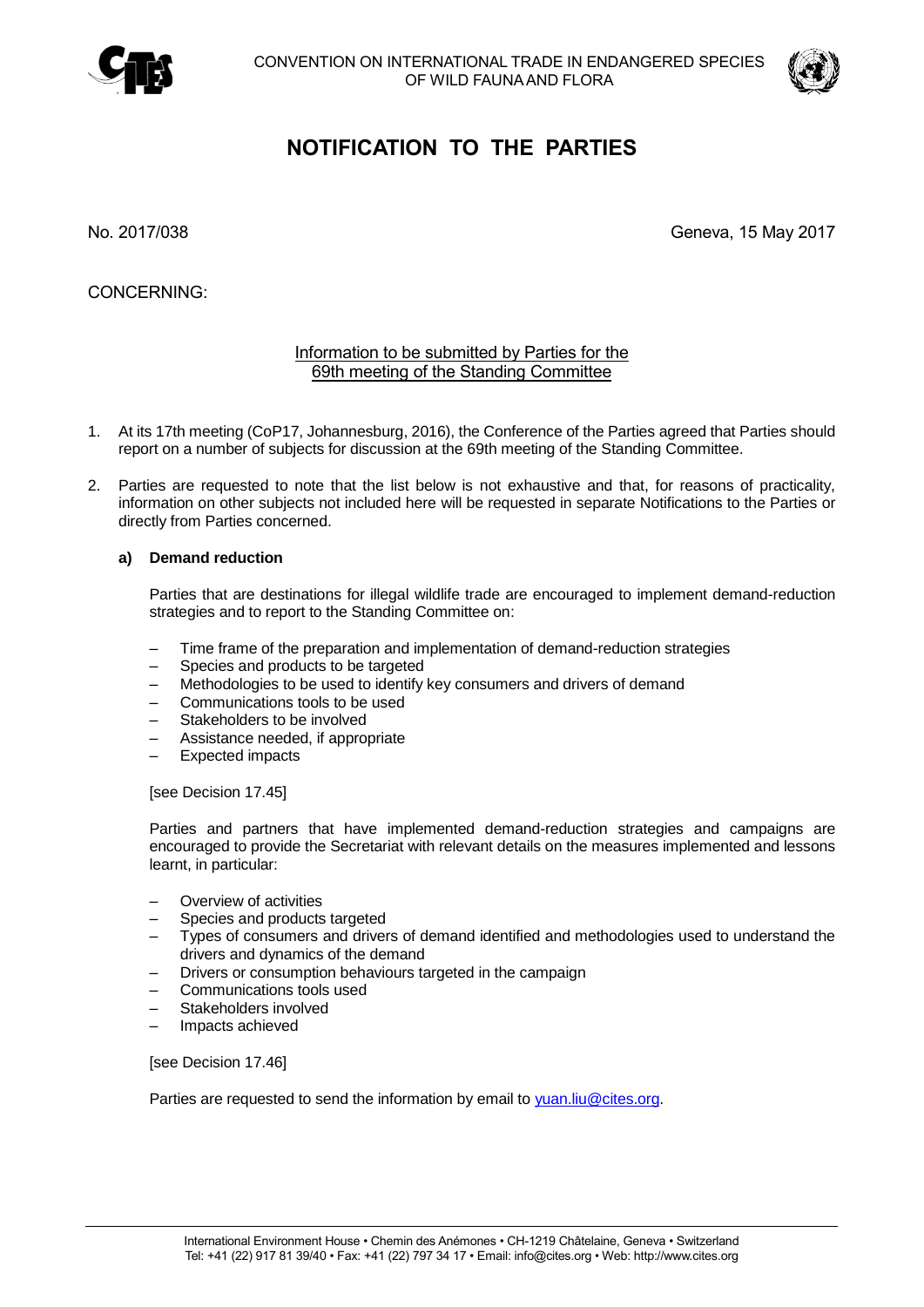CONVENTION ON INTERNATIONAL TRADE IN ENDANGERED SPECIES OF WILD FAUNA AND FLORA

# NOTIFICATION TO THE PARTIES

No. 2017/038

Geneva, 15 May 2017

CONCERNING:

Information to be submitted by Parties for the 69th meeting of the Standing Committee

1. At its 17th meeting (CoP17, Johannesburg, 2016), the Conference of the Parties agreed that Parties should report on a number of subjects for discussion at the 69th meeting of the Standing Committee.

2. Parties are requested to note that the list below is not exhaustive and that, for reasons of practicality, information on other subjects not included here will be requested in separate Notifications to the Parties or directly from Parties concerned.

   **a) Demand reduction**

   Parties that are destinations for illegal wildlife trade are encouraged to implement demand-reduction strategies and to report to the Standing Committee on:

   – Time frame of the preparation and implementation of demand-reduction strategies
   – Species and products to be targeted
   – Methodologies to be used to identify key consumers and drivers of demand
   – Communications tools to be used
   – Stakeholders to be involved
   – Assistance needed, if appropriate
   – Expected impacts

   [see Decision 17.45]

   Parties and partners that have implemented demand-reduction strategies and campaigns are encouraged to provide the Secretariat with relevant details on the measures implemented and lessons learnt, in particular:

   – Overview of activities
   – Species and products targeted
   – Types of consumers and drivers of demand identified and methodologies used to understand the drivers and dynamics of the demand
   – Drivers or consumption behaviours targeted in the campaign
   – Communications tools used
   – Stakeholders involved
   – Impacts achieved

   [see Decision 17.46]

   Parties are requested to send the information by email to yuan.liu@cites.org.

International Environment House • Chemin des Anémones • CH-1219 Châtelaine, Geneva • Switzerland
Tel: +41 (22) 917 81 39/40 • Fax: +41 (22) 797 34 17 • Email: info@cites.org • Web: http://www.cites.org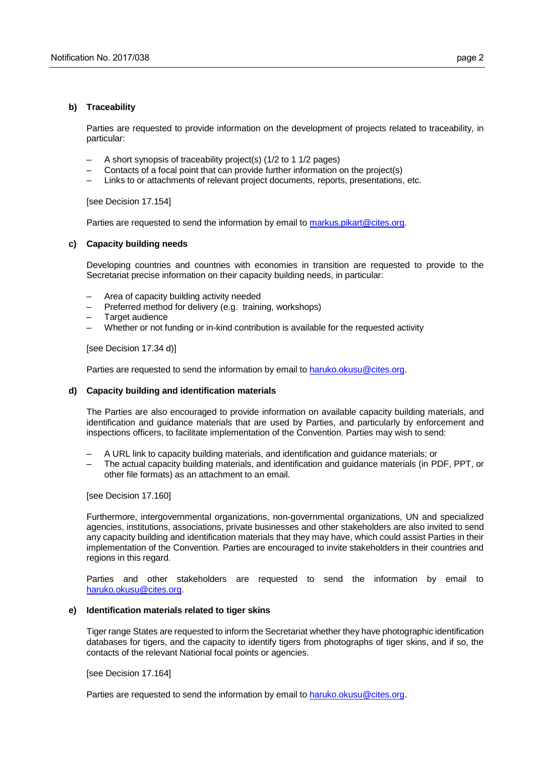**b) Traceability**

Parties are requested to provide information on the development of projects related to traceability, in particular:

- A short synopsis of traceability project(s) (1/2 to 1 1/2 pages)
- Contacts of a focal point that can provide further information on the project(s)
- Links to or attachments of relevant project documents, reports, presentations, etc.

[see Decision 17.154]

Parties are requested to send the information by email to markus.pikart@cites.org.

**c) Capacity building needs**

Developing countries and countries with economies in transition are requested to provide to the Secretariat precise information on their capacity building needs, in particular:

- Area of capacity building activity needed
- Preferred method for delivery (e.g. training, workshops)
- Target audience
- Whether or not funding or in-kind contribution is available for the requested activity

[see Decision 17.34 d)]

Parties are requested to send the information by email to haruko.okusu@cites.org.

**d) Capacity building and identification materials**

The Parties are also encouraged to provide information on available capacity building materials, and identification and guidance materials that are used by Parties, and particularly by enforcement and inspections officers, to facilitate implementation of the Convention. Parties may wish to send:

- A URL link to capacity building materials, and identification and guidance materials; or
- The actual capacity building materials, and identification and guidance materials (in PDF, PPT, or other file formats) as an attachment to an email.

[see Decision 17.160]

Furthermore, intergovernmental organizations, non-governmental organizations, UN and specialized agencies, institutions, associations, private businesses and other stakeholders are also invited to send any capacity building and identification materials that they may have, which could assist Parties in their implementation of the Convention. Parties are encouraged to invite stakeholders in their countries and regions in this regard.

Parties and other stakeholders are requested to send the information by email to haruko.okusu@cites.org.

**e) Identification materials related to tiger skins**

Tiger range States are requested to inform the Secretariat whether they have photographic identification databases for tigers, and the capacity to identify tigers from photographs of tiger skins, and if so, the contacts of the relevant National focal points or agencies.

[see Decision 17.164]

Parties are requested to send the information by email to haruko.okusu@cites.org.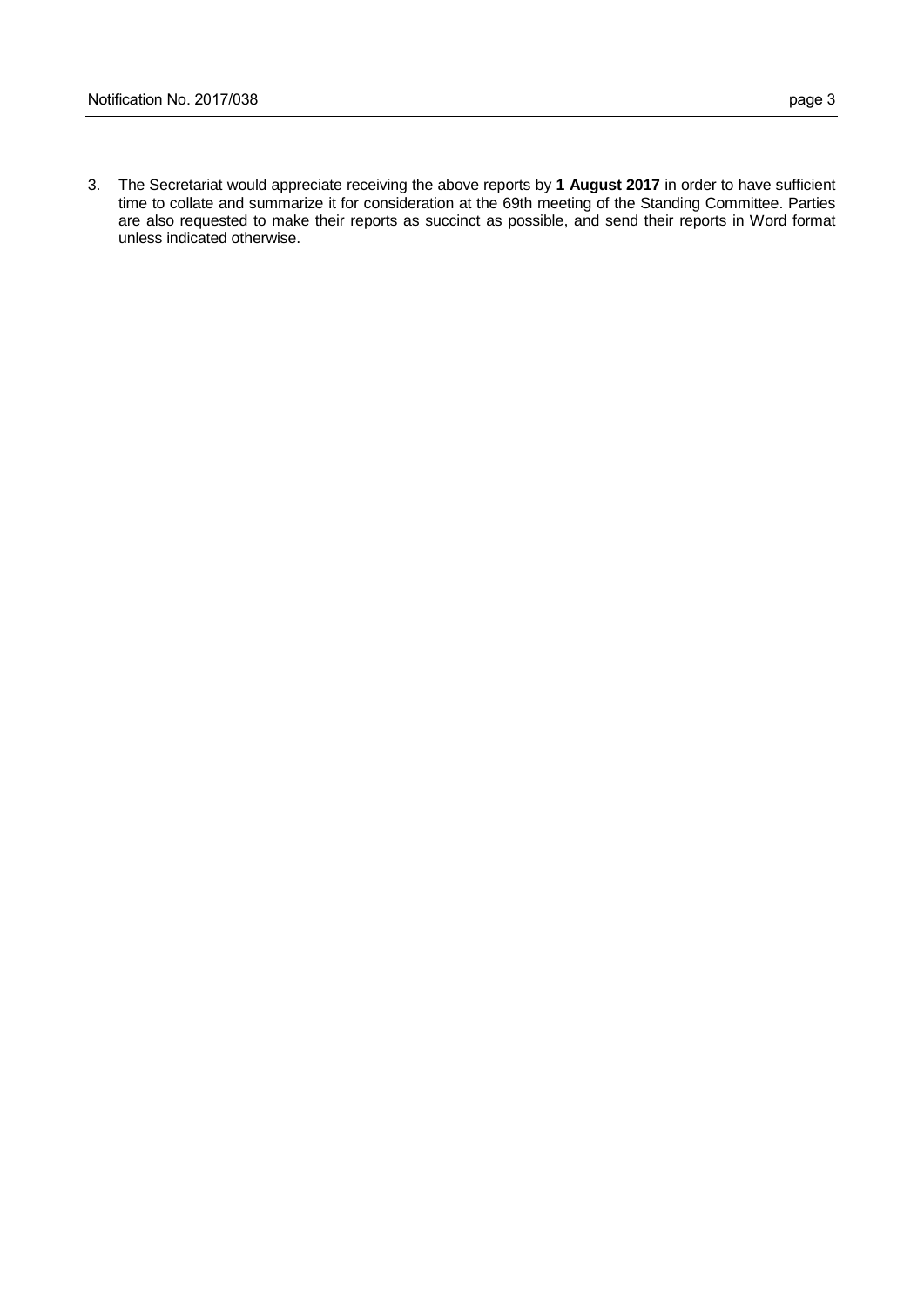3. The Secretariat would appreciate receiving the above reports by **1 August 2017** in order to have sufficient time to collate and summarize it for consideration at the 69th meeting of the Standing Committee. Parties are also requested to make their reports as succinct as possible, and send their reports in Word format unless indicated otherwise.